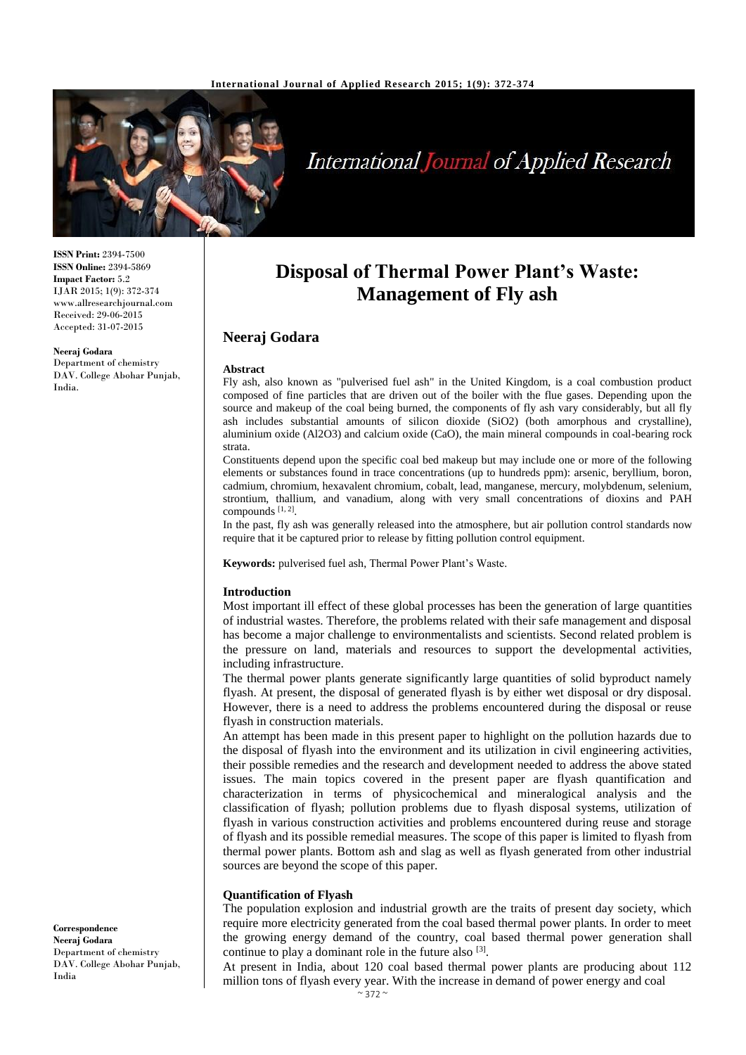**ISSN Print:** 2394-7500
**ISSN Online:** 2394-5869
**Impact Factor:** 5.2
IJAR 2015; 1(9): 372-374
www.allresearchjournal.com
Received: 29-06-2015
Accepted: 31-07-2015

**Neeraj Godara**
Department of chemistry
DAV. College Abohar Punjab, India.

**Correspondence**
**Neeraj Godara**
Department of chemistry
DAV. College Abohar Punjab, India

# Disposal of Thermal Power Plant's Waste: Management of Fly ash

## Neeraj Godara

### Abstract

Fly ash, also known as "pulverised fuel ash" in the United Kingdom, is a coal combustion product composed of fine particles that are driven out of the boiler with the flue gases. Depending upon the source and makeup of the coal being burned, the components of fly ash vary considerably, but all fly ash includes substantial amounts of silicon dioxide ($SiO_2$) (both amorphous and crystalline), aluminium oxide ($Al_2O_3$) and calcium oxide (CaO), the main mineral compounds in coal-bearing rock strata.

Constituents depend upon the specific coal bed makeup but may include one or more of the following elements or substances found in trace concentrations (up to hundreds ppm): arsenic, beryllium, boron, cadmium, chromium, hexavalent chromium, cobalt, lead, manganese, mercury, molybdenum, selenium, strontium, thallium, and vanadium, along with very small concentrations of dioxins and PAH compounds [1, 2].

In the past, fly ash was generally released into the atmosphere, but air pollution control standards now require that it be captured prior to release by fitting pollution control equipment.

**Keywords:** pulverised fuel ash, Thermal Power Plant's Waste.

### Introduction

Most important ill effect of these global processes has been the generation of large quantities of industrial wastes. Therefore, the problems related with their safe management and disposal has become a major challenge to environmentalists and scientists. Second related problem is the pressure on land, materials and resources to support the developmental activities, including infrastructure.

The thermal power plants generate significantly large quantities of solid byproduct namely flyash. At present, the disposal of generated flyash is by either wet disposal or dry disposal. However, there is a need to address the problems encountered during the disposal or reuse flyash in construction materials.

An attempt has been made in this present paper to highlight on the pollution hazards due to the disposal of flyash into the environment and its utilization in civil engineering activities, their possible remedies and the research and development needed to address the above stated issues. The main topics covered in the present paper are flyash quantification and characterization in terms of physicochemical and mineralogical analysis and the classification of flyash; pollution problems due to flyash disposal systems, utilization of flyash in various construction activities and problems encountered during reuse and storage of flyash and its possible remedial measures. The scope of this paper is limited to flyash from thermal power plants. Bottom ash and slag as well as flyash generated from other industrial sources are beyond the scope of this paper.

### Quantification of Flyash

The population explosion and industrial growth are the traits of present day society, which require more electricity generated from the coal based thermal power plants. In order to meet the growing energy demand of the country, coal based thermal power generation shall continue to play a dominant role in the future also [3].

At present in India, about 120 coal based thermal power plants are producing about 112 million tons of flyash every year. With the increase in demand of power energy and coal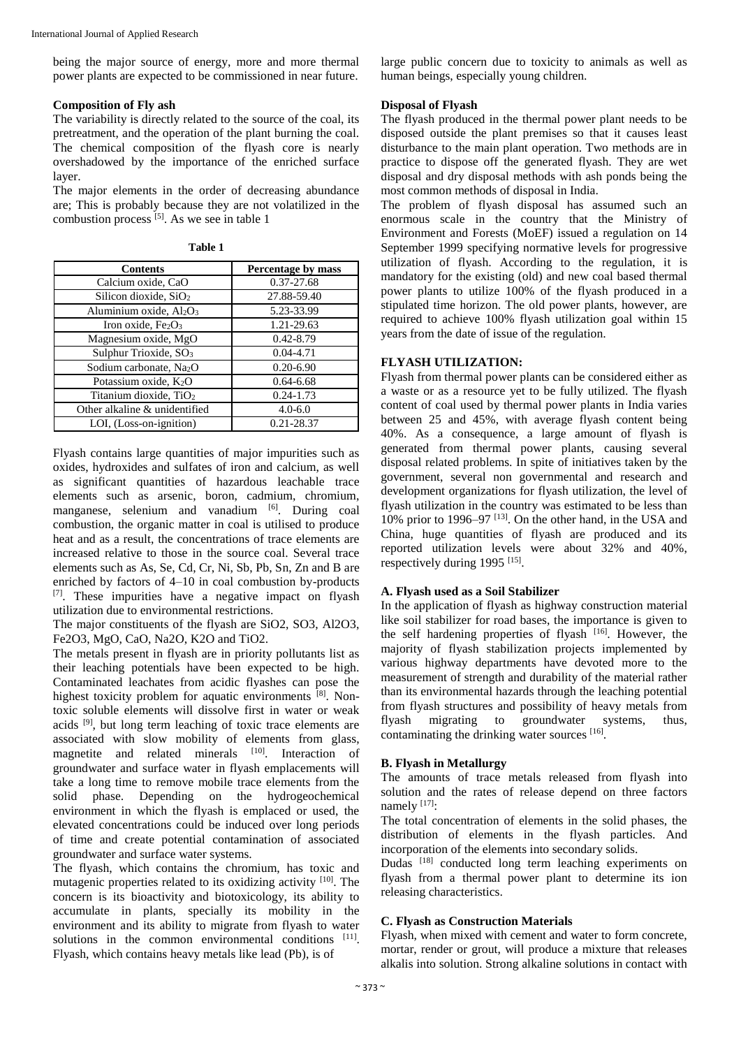being the major source of energy, more and more thermal power plants are expected to be commissioned in near future.

### Composition of Fly ash

The variability is directly related to the source of the coal, its pretreatment, and the operation of the plant burning the coal. The chemical composition of the flyash core is nearly overshadowed by the importance of the enriched surface layer.

The major elements in the order of decreasing abundance are; This is probably because they are not volatilized in the combustion process [5]. As we see in table 1

**Table 1**

| Contents | Percentage by mass |
|---|---|
| Calcium oxide, CaO | 0.37-27.68 |
| Silicon dioxide, $SiO_2$ | 27.88-59.40 |
| Aluminium oxide, $Al_2O_3$ | 5.23-33.99 |
| Iron oxide, $Fe_2O_3$ | 1.21-29.63 |
| Magnesium oxide, MgO | 0.42-8.79 |
| Sulphur Trioxide, $SO_3$ | 0.04-4.71 |
| Sodium carbonate, $Na_2O$ | 0.20-6.90 |
| Potassium oxide, $K_2O$ | 0.64-6.68 |
| Titanium dioxide, $TiO_2$ | 0.24-1.73 |
| Other alkaline & unidentified | 4.0-6.0 |
| LOI, (Loss-on-ignition) | 0.21-28.37 |

Flyash contains large quantities of major impurities such as oxides, hydroxides and sulfates of iron and calcium, as well as significant quantities of hazardous leachable trace elements such as arsenic, boron, cadmium, chromium, manganese, selenium and vanadium [6]. During coal combustion, the organic matter in coal is utilised to produce heat and as a result, the concentrations of trace elements are increased relative to those in the source coal. Several trace elements such as As, Se, Cd, Cr, Ni, Sb, Pb, Sn, Zn and B are enriched by factors of 4–10 in coal combustion by-products [7]. These impurities have a negative impact on flyash utilization due to environmental restrictions.

The major constituents of the flyash are SiO2, SO3, Al2O3, Fe2O3, MgO, CaO, Na2O, K2O and TiO2.

The metals present in flyash are in priority pollutants list as their leaching potentials have been expected to be high. Contaminated leachates from acidic flyashes can pose the highest toxicity problem for aquatic environments [8]. Non-toxic soluble elements will dissolve first in water or weak acids [9], but long term leaching of toxic trace elements are associated with slow mobility of elements from glass, magnetite and related minerals [10]. Interaction of groundwater and surface water in flyash emplacements will take a long time to remove mobile trace elements from the solid phase. Depending on the hydrogeochemical environment in which the flyash is emplaced or used, the elevated concentrations could be induced over long periods of time and create potential contamination of associated groundwater and surface water systems.

The flyash, which contains the chromium, has toxic and mutagenic properties related to its oxidizing activity [10]. The concern is its bioactivity and biotoxicology, its ability to accumulate in plants, specially its mobility in the environment and its ability to migrate from flyash to water solutions in the common environmental conditions [11]. Flyash, which contains heavy metals like lead (Pb), is of large public concern due to toxicity to animals as well as human beings, especially young children.

### Disposal of Flyash

The flyash produced in the thermal power plant needs to be disposed outside the plant premises so that it causes least disturbance to the main plant operation. Two methods are in practice to dispose off the generated flyash. They are wet disposal and dry disposal methods with ash ponds being the most common methods of disposal in India.

The problem of flyash disposal has assumed such an enormous scale in the country that the Ministry of Environment and Forests (MoEF) issued a regulation on 14 September 1999 specifying normative levels for progressive utilization of flyash. According to the regulation, it is mandatory for the existing (old) and new coal based thermal power plants to utilize 100% of the flyash produced in a stipulated time horizon. The old power plants, however, are required to achieve 100% flyash utilization goal within 15 years from the date of issue of the regulation.

## FLYASH UTILIZATION:

Flyash from thermal power plants can be considered either as a waste or as a resource yet to be fully utilized. The flyash content of coal used by thermal power plants in India varies between 25 and 45%, with average flyash content being 40%. As a consequence, a large amount of flyash is generated from thermal power plants, causing several disposal related problems. In spite of initiatives taken by the government, several non governmental and research and development organizations for flyash utilization, the level of flyash utilization in the country was estimated to be less than 10% prior to 1996–97 [13]. On the other hand, in the USA and China, huge quantities of flyash are produced and its reported utilization levels were about 32% and 40%, respectively during 1995 [15].

### A. Flyash used as a Soil Stabilizer

In the application of flyash as highway construction material like soil stabilizer for road bases, the importance is given to the self hardening properties of flyash [16]. However, the majority of flyash stabilization projects implemented by various highway departments have devoted more to the measurement of strength and durability of the material rather than its environmental hazards through the leaching potential from flyash structures and possibility of heavy metals from flyash migrating to groundwater systems, thus, contaminating the drinking water sources [16].

### B. Flyash in Metallurgy

The amounts of trace metals released from flyash into solution and the rates of release depend on three factors namely [17]:

The total concentration of elements in the solid phases, the distribution of elements in the flyash particles. And incorporation of the elements into secondary solids.

Dudas [18] conducted long term leaching experiments on flyash from a thermal power plant to determine its ion releasing characteristics.

### C. Flyash as Construction Materials

Flyash, when mixed with cement and water to form concrete, mortar, render or grout, will produce a mixture that releases alkalis into solution. Strong alkaline solutions in contact with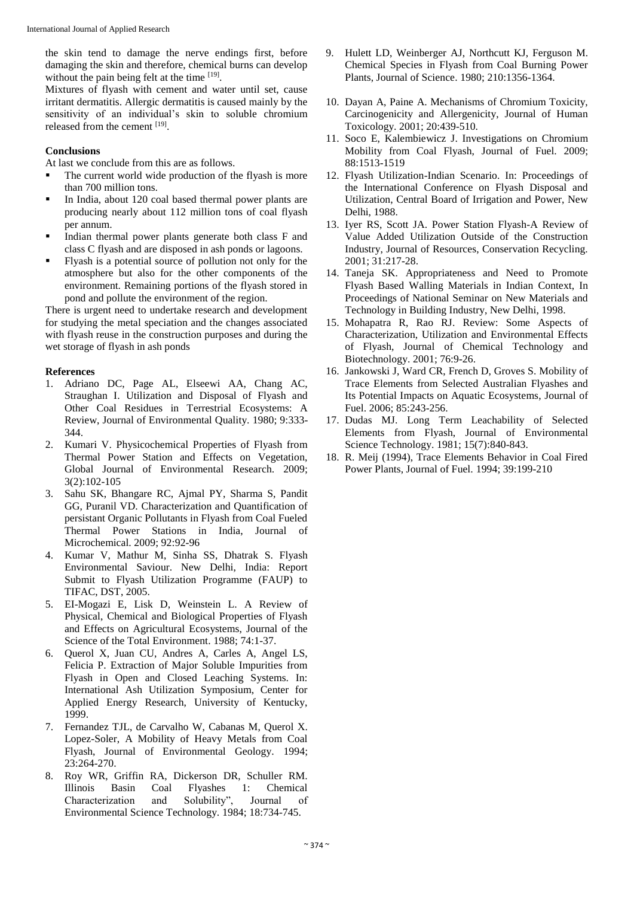the skin tend to damage the nerve endings first, before damaging the skin and therefore, chemical burns can develop without the pain being felt at the time [19].

Mixtures of flyash with cement and water until set, cause irritant dermatitis. Allergic dermatitis is caused mainly by the sensitivity of an individual's skin to soluble chromium released from the cement [19].

## Conclusions

At last we conclude from this are as follows.

- The current world wide production of the flyash is more than 700 million tons.
- In India, about 120 coal based thermal power plants are producing nearly about 112 million tons of coal flyash per annum.
- Indian thermal power plants generate both class F and class C flyash and are disposed in ash ponds or lagoons.
- Flyash is a potential source of pollution not only for the atmosphere but also for the other components of the environment. Remaining portions of the flyash stored in pond and pollute the environment of the region.

There is urgent need to undertake research and development for studying the metal speciation and the changes associated with flyash reuse in the construction purposes and during the wet storage of flyash in ash ponds

## References

1. Adriano DC, Page AL, Elseewi AA, Chang AC, Straughan I. Utilization and Disposal of Flyash and Other Coal Residues in Terrestrial Ecosystems: A Review, Journal of Environmental Quality. 1980; 9:333-344.
2. Kumari V. Physicochemical Properties of Flyash from Thermal Power Station and Effects on Vegetation, Global Journal of Environmental Research. 2009; 3(2):102-105
3. Sahu SK, Bhangare RC, Ajmal PY, Sharma S, Pandit GG, Puranil VD. Characterization and Quantification of persistant Organic Pollutants in Flyash from Coal Fueled Thermal Power Stations in India, Journal of Microchemical. 2009; 92:92-96
4. Kumar V, Mathur M, Sinha SS, Dhatrak S. Flyash Environmental Saviour. New Delhi, India: Report Submit to Flyash Utilization Programme (FAUP) to TIFAC, DST, 2005.
5. EI-Mogazi E, Lisk D, Weinstein L. A Review of Physical, Chemical and Biological Properties of Flyash and Effects on Agricultural Ecosystems, Journal of the Science of the Total Environment. 1988; 74:1-37.
6. Querol X, Juan CU, Andres A, Carles A, Angel LS, Felicia P. Extraction of Major Soluble Impurities from Flyash in Open and Closed Leaching Systems. In: International Ash Utilization Symposium, Center for Applied Energy Research, University of Kentucky, 1999.
7. Fernandez TJL, de Carvalho W, Cabanas M, Querol X. Lopez-Soler, A Mobility of Heavy Metals from Coal Flyash, Journal of Environmental Geology. 1994; 23:264-270.
8. Roy WR, Griffin RA, Dickerson DR, Schuller RM. Illinois Basin Coal Flyashes 1: Chemical Characterization and Solubility", Journal of Environmental Science Technology. 1984; 18:734-745.
9. Hulett LD, Weinberger AJ, Northcutt KJ, Ferguson M. Chemical Species in Flyash from Coal Burning Power Plants, Journal of Science. 1980; 210:1356-1364.
10. Dayan A, Paine A. Mechanisms of Chromium Toxicity, Carcinogenicity and Allergenicity, Journal of Human Toxicology. 2001; 20:439-510.
11. Soco E, Kalembiewicz J. Investigations on Chromium Mobility from Coal Flyash, Journal of Fuel. 2009; 88:1513-1519
12. Flyash Utilization-Indian Scenario. In: Proceedings of the International Conference on Flyash Disposal and Utilization, Central Board of Irrigation and Power, New Delhi, 1988.
13. Iyer RS, Scott JA. Power Station Flyash-A Review of Value Added Utilization Outside of the Construction Industry, Journal of Resources, Conservation Recycling. 2001; 31:217-28.
14. Taneja SK. Appropriateness and Need to Promote Flyash Based Walling Materials in Indian Context, In Proceedings of National Seminar on New Materials and Technology in Building Industry, New Delhi, 1998.
15. Mohapatra R, Rao RJ. Review: Some Aspects of Characterization, Utilization and Environmental Effects of Flyash, Journal of Chemical Technology and Biotechnology. 2001; 76:9-26.
16. Jankowski J, Ward CR, French D, Groves S. Mobility of Trace Elements from Selected Australian Flyashes and Its Potential Impacts on Aquatic Ecosystems, Journal of Fuel. 2006; 85:243-256.
17. Dudas MJ. Long Term Leachability of Selected Elements from Flyash, Journal of Environmental Science Technology. 1981; 15(7):840-843.
18. R. Meij (1994), Trace Elements Behavior in Coal Fired Power Plants, Journal of Fuel. 1994; 39:199-210